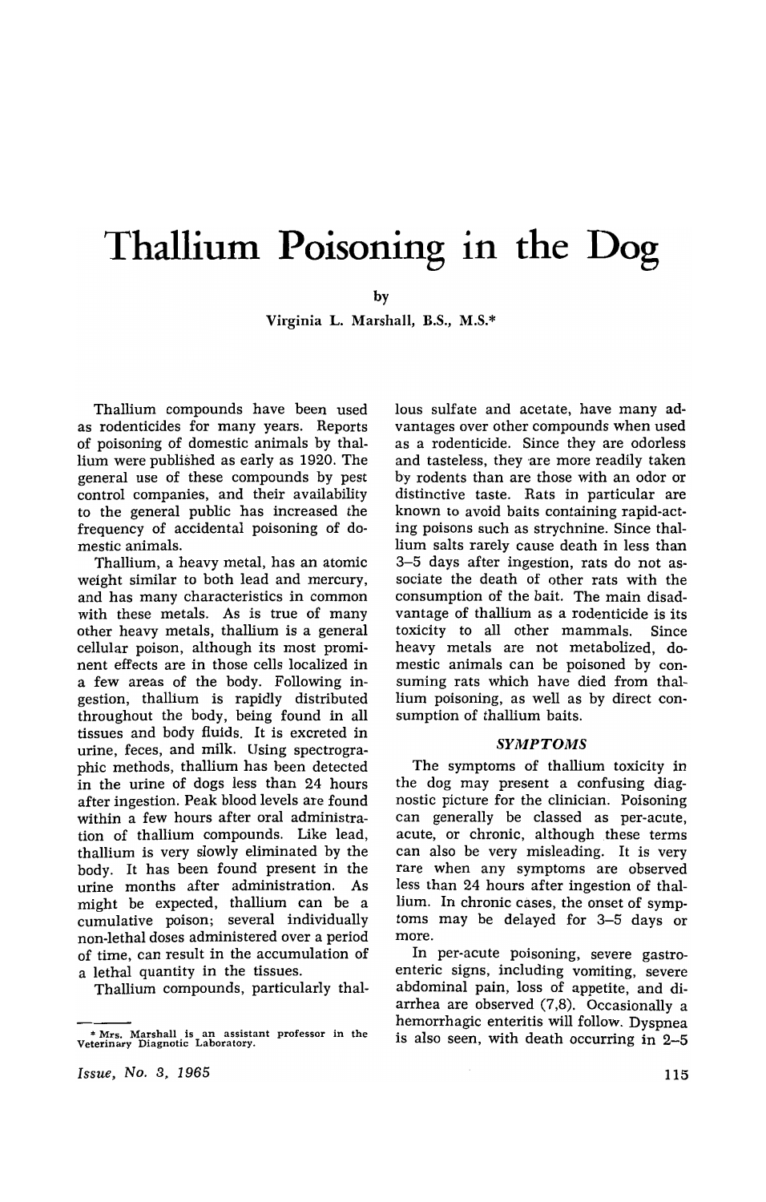# Thallium Poisoning in the Dog

by

Virginia L. Marshall, B.S., M.S.*

Thallium compounds have been used as rodenticides for many years. Reports of poisoning of domestic animals by thallium were published as early as 1920. The general use of these compounds by pest control companies, and their availability to the general public has increased the frequency of accidental poisoning of domestic animals.

Thallium, a heavy metal, has an atomic weight similar to both lead and mercury, and has many characteristics in common with these metals. As is true of many other heavy metals, thallium is a general cellular poison, although its most prominent effects are in those cells localized in a few areas of the body. Following ingestion, thallium is rapidly distributed throughout the body, being found in all tissues and body fluids. It is excreted in urine, feces, and milk. Using spectrographic methods, thallium has been detected in the urine of dogs less than 24 hours after ingestion. Peak blood levels are found within a few hours after oral administration of thallium compounds. Like lead, thallium is very slowly eliminated by the body. It has been found present in the urine months after administration. As might be expected, thallium can be a cumulative poison; several individually non-lethal doses administered over a period of time, can result in the accumulation of a lethal quantity in the tissues.

Thallium compounds, particularly thallous sulfate and acetate, have many advantages over other compounds when used as a rodenticide. Since they are odorless and tasteless, they are more readily taken by rodents than are those with an odor or distinctive taste. Rats in particular are known to avoid baits containing rapid-acting poisons such as strychnine. Since thallium salts rarely cause death in less than 3–5 days after ingestion, rats do not associate the death of other rats with the consumption of the bait. The main disadvantage of thallium as a rodenticide is its toxicity to all other mammals. Since heavy metals are not metabolized, domestic animals can be poisoned by consuming rats which have died from thallium poisoning, as well as by direct consumption of thallium baits.

### *SYMPTOMS*

The symptoms of thallium toxicity in the dog may present a confusing diagnostic picture for the clinician. Poisoning can generally be classed as per-acute, acute, or chronic, although these terms can also be very misleading. It is very rare when any symptoms are observed less than 24 hours after ingestion of thallium. In chronic cases, the onset of symptoms may be delayed for 3–5 days or more.

In per-acute poisoning, severe gastroenteric signs, including vomiting, severe abdominal pain, loss of appetite, and diarrhea are observed (7,8). Occasionally a hemorrhagic enteritis will follow. Dyspnea is also seen, with death occurring in 2–5

* Mrs. Marshall is an assistant professor in the Veterinary Diagnostic Laboratory.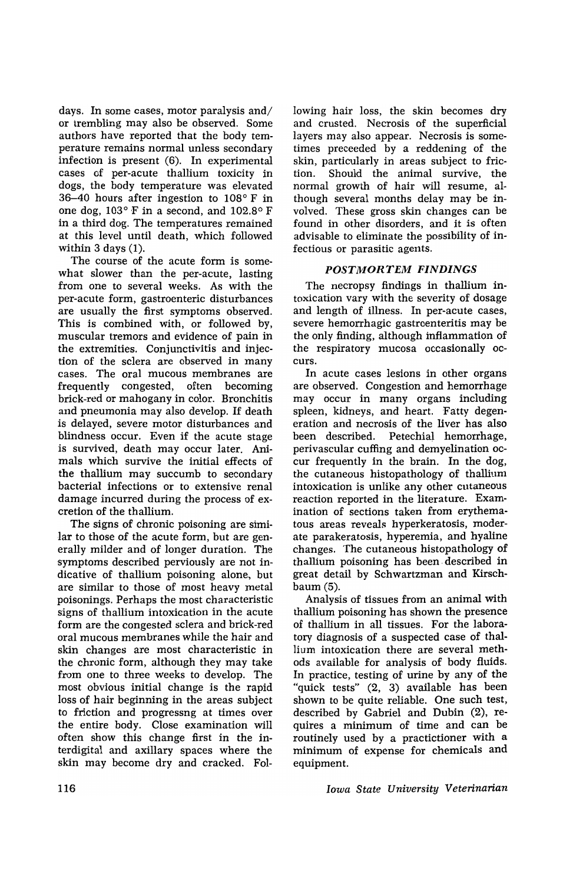days. In some cases, motor paralysis and/or trembling may also be observed. Some authors have reported that the body temperature remains normal unless secondary infection is present (6). In experimental cases of per-acute thallium toxicity in dogs, the body temperature was elevated 36–40 hours after ingestion to 108° F in one dog, 103° F in a second, and 102.8° F in a third dog. The temperatures remained at this level until death, which followed within 3 days (1).

The course of the acute form is somewhat slower than the per-acute, lasting from one to several weeks. As with the per-acute form, gastroenteric disturbances are usually the first symptoms observed. This is combined with, or followed by, muscular tremors and evidence of pain in the extremities. Conjunctivitis and injection of the sclera are observed in many cases. The oral mucous membranes are frequently congested, often becoming brick-red or mahogany in color. Bronchitis and pneumonia may also develop. If death is delayed, severe motor disturbances and blindness occur. Even if the acute stage is survived, death may occur later. Animals which survive the initial effects of the thallium may succumb to secondary bacterial infections or to extensive renal damage incurred during the process of excretion of the thallium.

The signs of chronic poisoning are similar to those of the acute form, but are generally milder and of longer duration. The symptoms described perviously are not indicative of thallium poisoning alone, but are similar to those of most heavy metal poisonings. Perhaps the most characteristic signs of thallium intoxication in the acute form are the congested sclera and brick-red oral mucous membranes while the hair and skin changes are most characteristic in the chronic form, although they may take from one to three weeks to develop. The most obvious initial change is the rapid loss of hair beginning in the areas subject to friction and progressng at times over the entire body. Close examination will often show this change first in the interdigital and axillary spaces where the skin may become dry and cracked. Following hair loss, the skin becomes dry and crusted. Necrosis of the superficial layers may also appear. Necrosis is sometimes preceeded by a reddening of the skin, particularly in areas subject to friction. Should the animal survive, the normal growth of hair will resume, although several months delay may be involved. These gross skin changes can be found in other disorders, and it is often advisable to eliminate the possibility of infectious or parasitic agents.

## *POSTMORTEM FINDINGS*

The necropsy findings in thallium intoxication vary with the severity of dosage and length of illness. In per-acute cases, severe hemorrhagic gastroenteritis may be the only finding, although inflammation of the respiratory mucosa occasionally occurs.

In acute cases lesions in other organs are observed. Congestion and hemorrhage may occur in many organs including spleen, kidneys, and heart. Fatty degeneration and necrosis of the liver has also been described. Petechial hemorrhage, perivascular cuffing and demyelination occur frequently in the brain. In the dog, the cutaneous histopathology of thallium intoxication is unlike any other cutaneous reaction reported in the literature. Examination of sections taken from erythematous areas reveals hyperkeratosis, moderate parakeratosis, hyperemia, and hyaline changes. The cutaneous histopathology of thallium poisoning has been described in great detail by Schwartzman and Kirschbaum (5).

Analysis of tissues from an animal with thallium poisoning has shown the presence of thallium in all tissues. For the laboratory diagnosis of a suspected case of thallium intoxication there are several methods available for analysis of body fluids. In practice, testing of urine by any of the "quick tests" (2, 3) available has been shown to be quite reliable. One such test, described by Gabriel and Dubin (2), requires a minimum of time and can be routinely used by a practictioner with a minimum of expense for chemicals and equipment.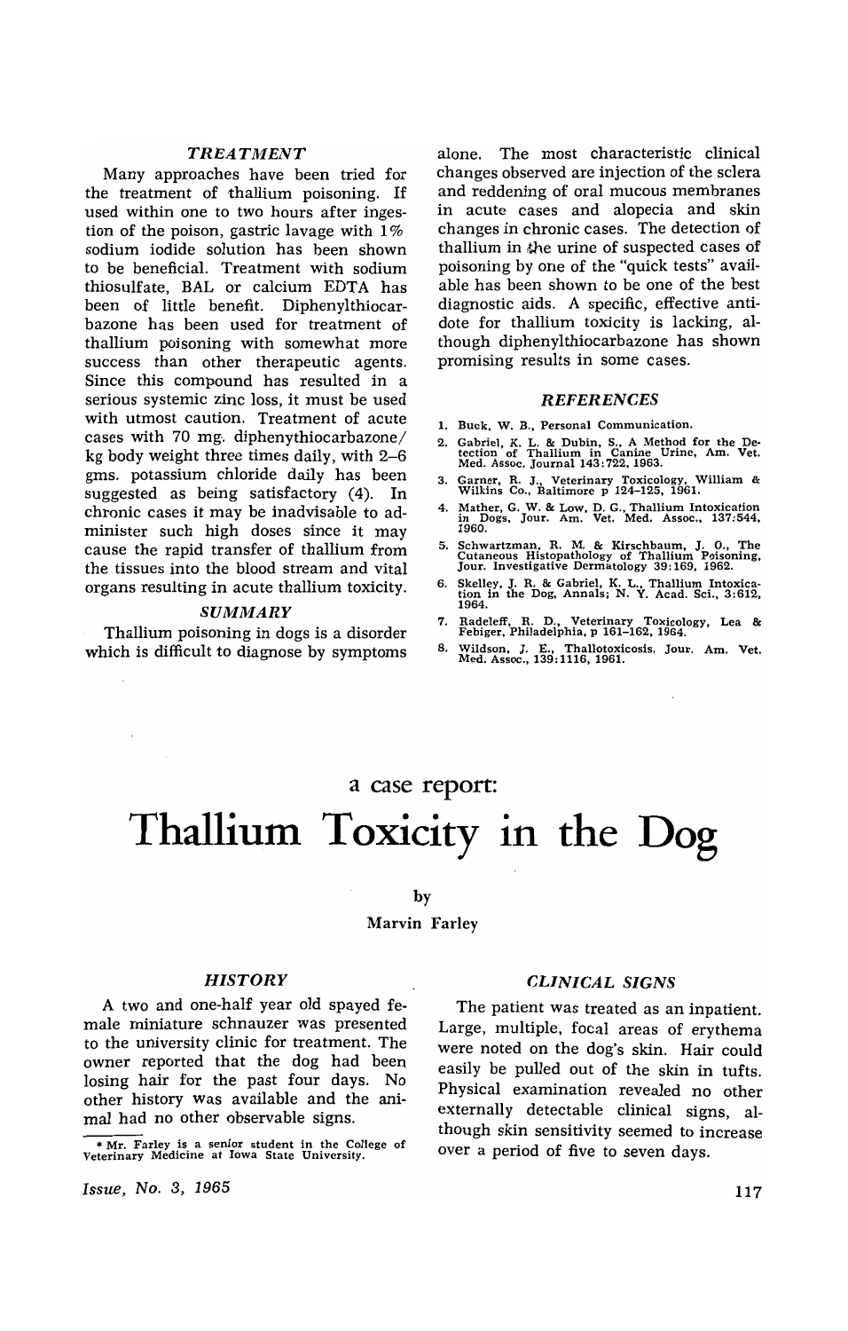### TREATMENT

Many approaches have been tried for the treatment of thallium poisoning. If used within one to two hours after ingestion of the poison, gastric lavage with 1% sodium iodide solution has been shown to be beneficial. Treatment with sodium thiosulfate, BAL or calcium EDTA has been of little benefit. Diphenylthiocarbazone has been used for treatment of thallium poisoning with somewhat more success than other therapeutic agents. Since this compound has resulted in a serious systemic zinc loss, it must be used with utmost caution. Treatment of acute cases with 70 mg. diphenythiocarbazone/kg body weight three times daily, with 2–6 gms. potassium chloride daily has been suggested as being satisfactory (4). In chronic cases it may be inadvisable to administer such high doses since it may cause the rapid transfer of thallium from the tissues into the blood stream and vital organs resulting in acute thallium toxicity.

### SUMMARY

Thallium poisoning in dogs is a disorder which is difficult to diagnose by symptoms alone. The most characteristic clinical changes observed are injection of the sclera and reddening of oral mucous membranes in acute cases and alopecia and skin changes in chronic cases. The detection of thallium in the urine of suspected cases of poisoning by one of the "quick tests" available has been shown to be one of the best diagnostic aids. A specific, effective antidote for thallium toxicity is lacking, although diphenylthiocarbazone has shown promising results in some cases.

### REFERENCES

1. Buck, W. B., Personal Communication.
2. Gabriel, K. L. & Dubin, S., A Method for the Detection of Thallium in Canine Urine, Am. Vet. Med. Assoc. Journal 143:722, 1963.
3. Garner, R. J., Veterinary Toxicology, William & Wilkins Co., Baltimore p 124–125, 1961.
4. Mather, G. W. & Low, D. G., Thallium Intoxication in Dogs, Jour. Am. Vet. Med. Assoc., 137:544, 1960.
5. Schwartzman, R. M. & Kirschbaum, J. O., The Cutaneous Histopathology of Thallium Poisoning, Jour. Investigative Dermatology 39:169, 1962.
6. Skelley, J. R. & Gabriel, K. L., Thallium Intoxication in the Dog, Annals; N. Y. Acad. Sci., 3:612, 1964.
7. Radeleff, R. D., Veterinary Toxicology, Lea & Febiger, Philadelphia, p 161–162, 1964.
8. Wildson, J. E., Thallotoxicosis, Jour. Am. Vet. Med. Assoc., 139:1116, 1961.

a case report:

# Thallium Toxicity in the Dog

by

Marvin Farley[*]

### HISTORY

A two and one-half year old spayed female miniature schnauzer was presented to the university clinic for treatment. The owner reported that the dog had been losing hair for the past four days. No other history was available and the animal had no other observable signs.

[*] Mr. Farley is a senior student in the College of Veterinary Medicine at Iowa State University.

### CLINICAL SIGNS

The patient was treated as an inpatient. Large, multiple, focal areas of erythema were noted on the dog's skin. Hair could easily be pulled out of the skin in tufts. Physical examination revealed no other externally detectable clinical signs, although skin sensitivity seemed to increase over a period of five to seven days.